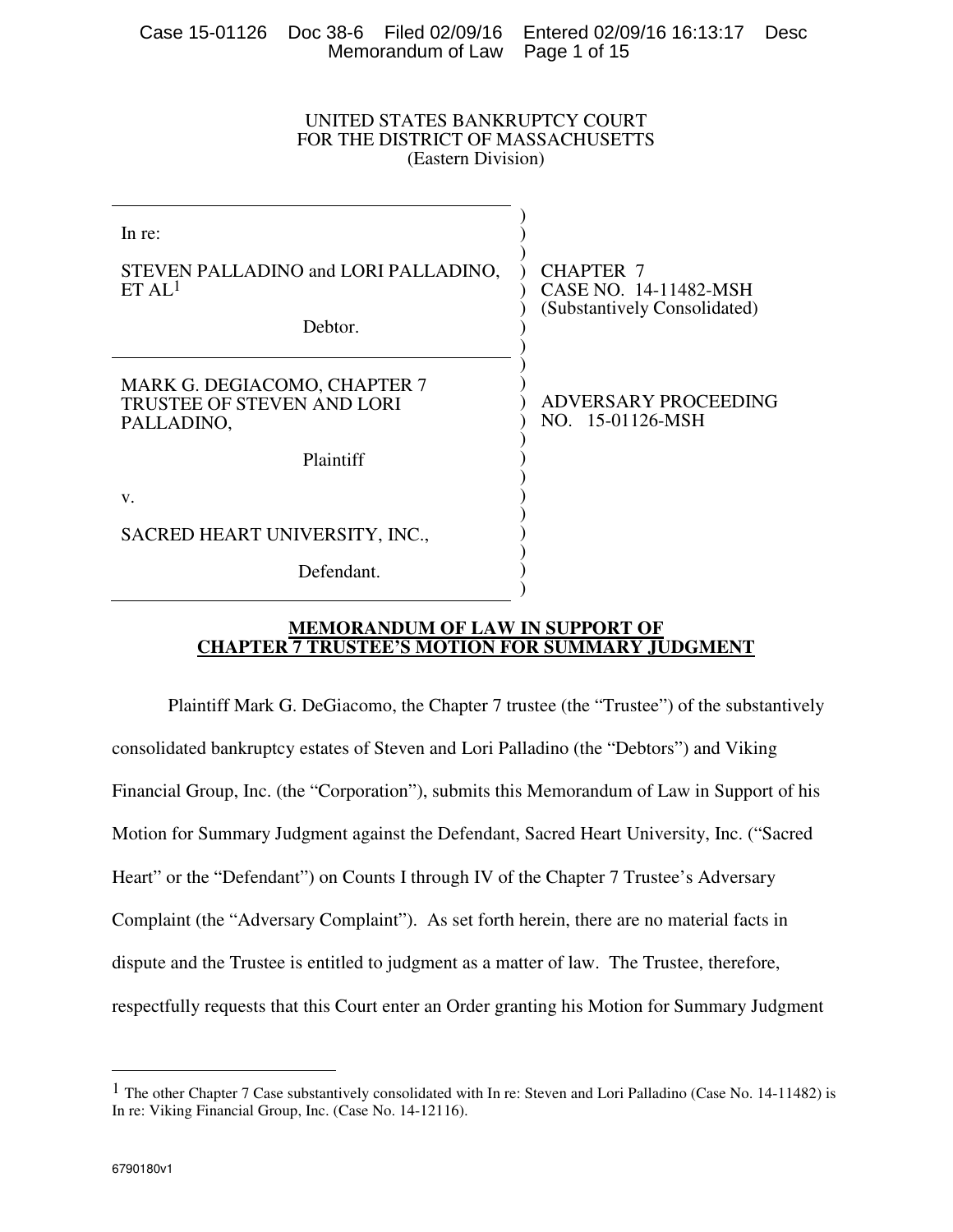UNITED STATES BANKRUPTCY COURT
FOR THE DISTRICT OF MASSACHUSETTS
(Eastern Division)

| | |
|---|---|
| In re:<br><br>STEVEN PALLADINO and LORI PALLADINO, ET AL[1]<br><br>Debtor. | CHAPTER 7<br>CASE NO. 14-11482-MSH<br>(Substantively Consolidated) |
| MARK G. DEGIACOMO, CHAPTER 7 TRUSTEE OF STEVEN AND LORI PALLADINO,<br><br>Plaintiff<br><br>v.<br><br>SACRED HEART UNIVERSITY, INC.,<br><br>Defendant. | ADVERSARY PROCEEDING NO. 15-01126-MSH |

**MEMORANDUM OF LAW IN SUPPORT OF CHAPTER 7 TRUSTEE'S MOTION FOR SUMMARY JUDGMENT**

Plaintiff Mark G. DeGiacomo, the Chapter 7 trustee (the "Trustee") of the substantively consolidated bankruptcy estates of Steven and Lori Palladino (the "Debtors") and Viking Financial Group, Inc. (the "Corporation"), submits this Memorandum of Law in Support of his Motion for Summary Judgment against the Defendant, Sacred Heart University, Inc. ("Sacred Heart" or the "Defendant") on Counts I through IV of the Chapter 7 Trustee's Adversary Complaint (the "Adversary Complaint"). As set forth herein, there are no material facts in dispute and the Trustee is entitled to judgment as a matter of law. The Trustee, therefore, respectfully requests that this Court enter an Order granting his Motion for Summary Judgment

[1] The other Chapter 7 Case substantively consolidated with In re: Steven and Lori Palladino (Case No. 14-11482) is In re: Viking Financial Group, Inc. (Case No. 14-12116).

6790180v1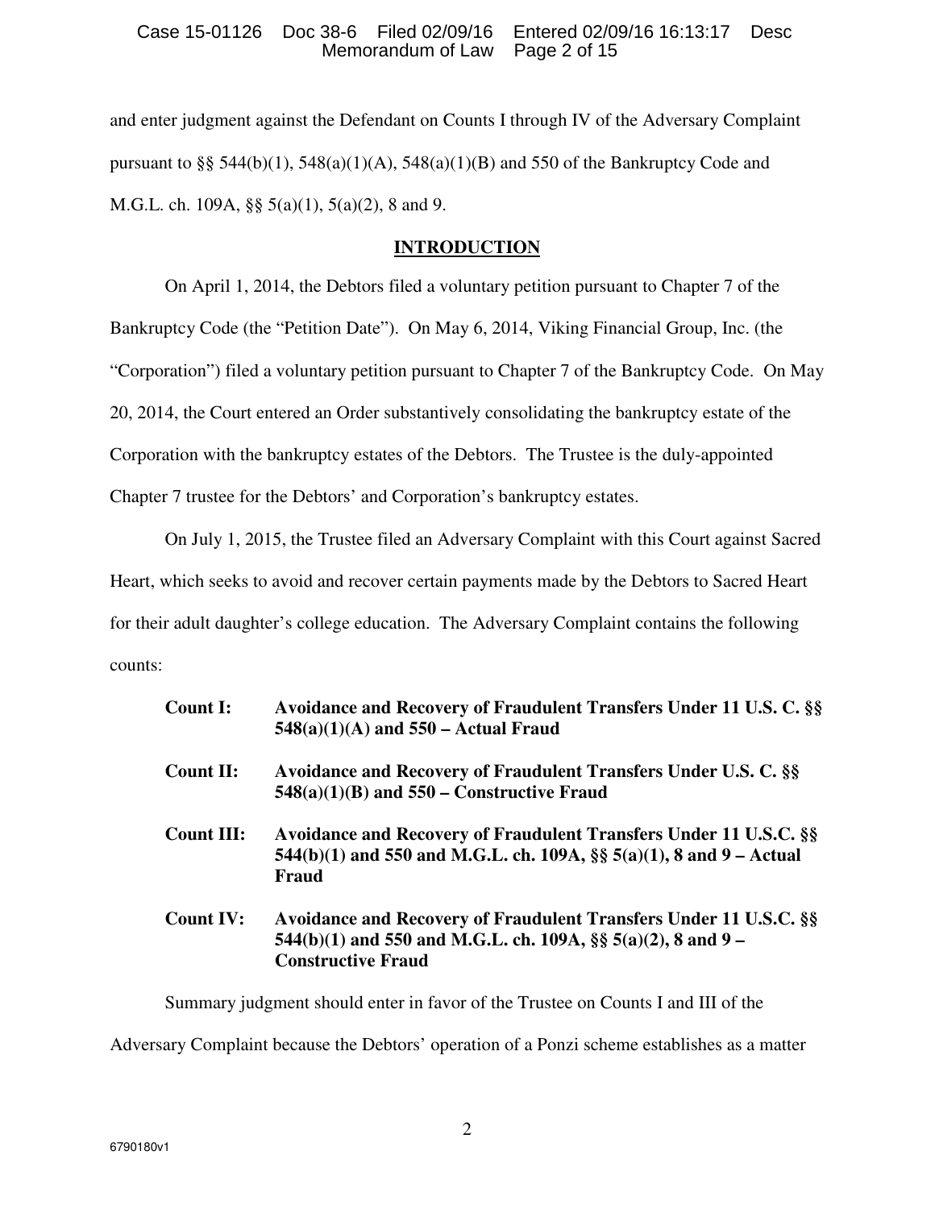and enter judgment against the Defendant on Counts I through IV of the Adversary Complaint pursuant to §§ 544(b)(1), 548(a)(1)(A), 548(a)(1)(B) and 550 of the Bankruptcy Code and M.G.L. ch. 109A, §§ 5(a)(1), 5(a)(2), 8 and 9.

## INTRODUCTION

On April 1, 2014, the Debtors filed a voluntary petition pursuant to Chapter 7 of the Bankruptcy Code (the "Petition Date"). On May 6, 2014, Viking Financial Group, Inc. (the "Corporation") filed a voluntary petition pursuant to Chapter 7 of the Bankruptcy Code. On May 20, 2014, the Court entered an Order substantively consolidating the bankruptcy estate of the Corporation with the bankruptcy estates of the Debtors. The Trustee is the duly-appointed Chapter 7 trustee for the Debtors' and Corporation's bankruptcy estates.

On July 1, 2015, the Trustee filed an Adversary Complaint with this Court against Sacred Heart, which seeks to avoid and recover certain payments made by the Debtors to Sacred Heart for their adult daughter's college education. The Adversary Complaint contains the following counts:

**Count I:** **Avoidance and Recovery of Fraudulent Transfers Under 11 U.S. C. §§ 548(a)(1)(A) and 550 – Actual Fraud**

**Count II:** **Avoidance and Recovery of Fraudulent Transfers Under U.S. C. §§ 548(a)(1)(B) and 550 – Constructive Fraud**

**Count III:** **Avoidance and Recovery of Fraudulent Transfers Under 11 U.S.C. §§ 544(b)(1) and 550 and M.G.L. ch. 109A, §§ 5(a)(1), 8 and 9 – Actual Fraud**

**Count IV:** **Avoidance and Recovery of Fraudulent Transfers Under 11 U.S.C. §§ 544(b)(1) and 550 and M.G.L. ch. 109A, §§ 5(a)(2), 8 and 9 – Constructive Fraud**

Summary judgment should enter in favor of the Trustee on Counts I and III of the Adversary Complaint because the Debtors' operation of a Ponzi scheme establishes as a matter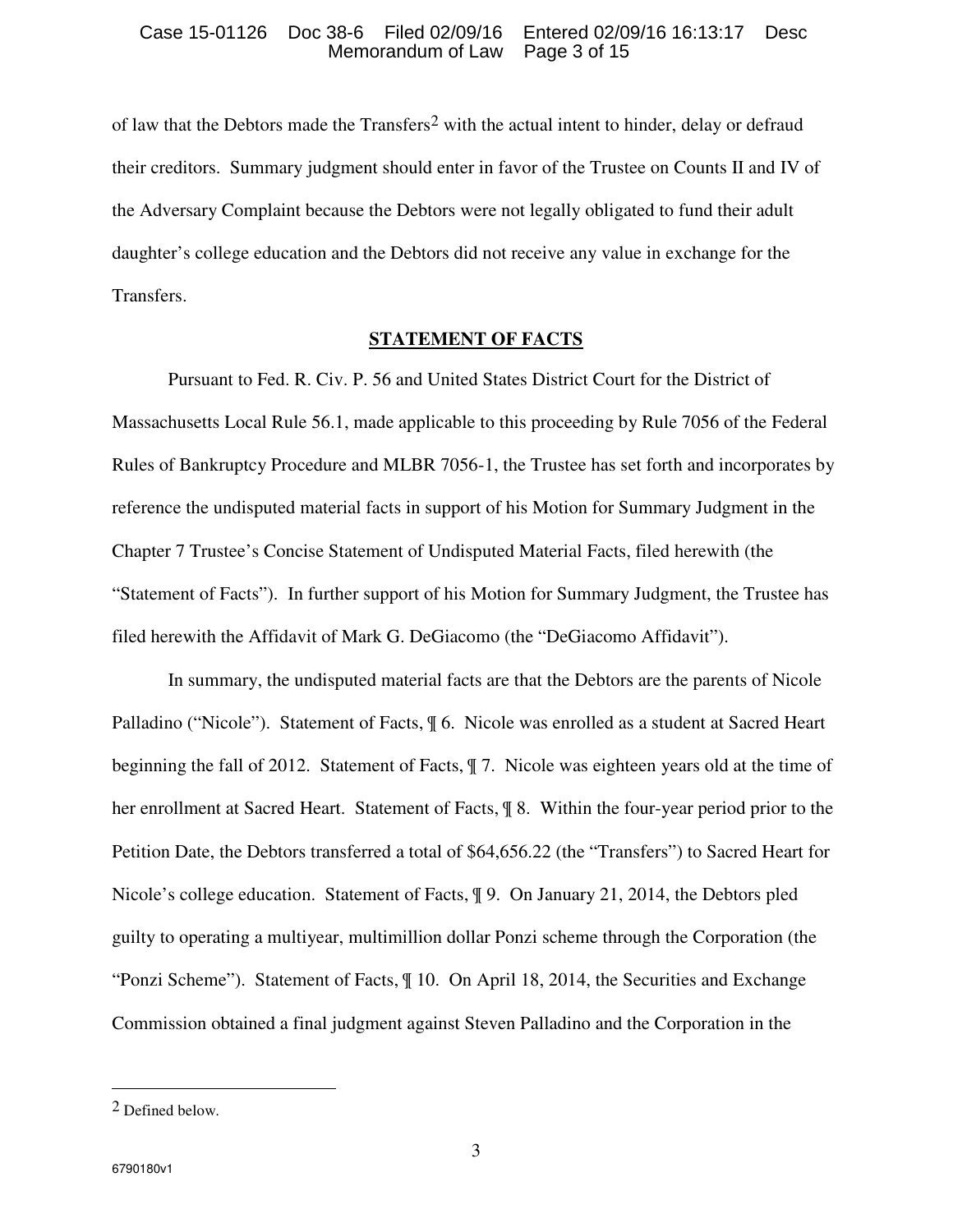of law that the Debtors made the Transfers[2] with the actual intent to hinder, delay or defraud their creditors. Summary judgment should enter in favor of the Trustee on Counts II and IV of the Adversary Complaint because the Debtors were not legally obligated to fund their adult daughter's college education and the Debtors did not receive any value in exchange for the Transfers.

## STATEMENT OF FACTS

Pursuant to Fed. R. Civ. P. 56 and United States District Court for the District of Massachusetts Local Rule 56.1, made applicable to this proceeding by Rule 7056 of the Federal Rules of Bankruptcy Procedure and MLBR 7056-1, the Trustee has set forth and incorporates by reference the undisputed material facts in support of his Motion for Summary Judgment in the Chapter 7 Trustee's Concise Statement of Undisputed Material Facts, filed herewith (the "Statement of Facts"). In further support of his Motion for Summary Judgment, the Trustee has filed herewith the Affidavit of Mark G. DeGiacomo (the "DeGiacomo Affidavit").

In summary, the undisputed material facts are that the Debtors are the parents of Nicole Palladino ("Nicole"). Statement of Facts, ¶ 6. Nicole was enrolled as a student at Sacred Heart beginning the fall of 2012. Statement of Facts, ¶ 7. Nicole was eighteen years old at the time of her enrollment at Sacred Heart. Statement of Facts, ¶ 8. Within the four-year period prior to the Petition Date, the Debtors transferred a total of $64,656.22 (the "Transfers") to Sacred Heart for Nicole's college education. Statement of Facts, ¶ 9. On January 21, 2014, the Debtors pled guilty to operating a multiyear, multimillion dollar Ponzi scheme through the Corporation (the "Ponzi Scheme"). Statement of Facts, ¶ 10. On April 18, 2014, the Securities and Exchange Commission obtained a final judgment against Steven Palladino and the Corporation in the

[2] Defined below.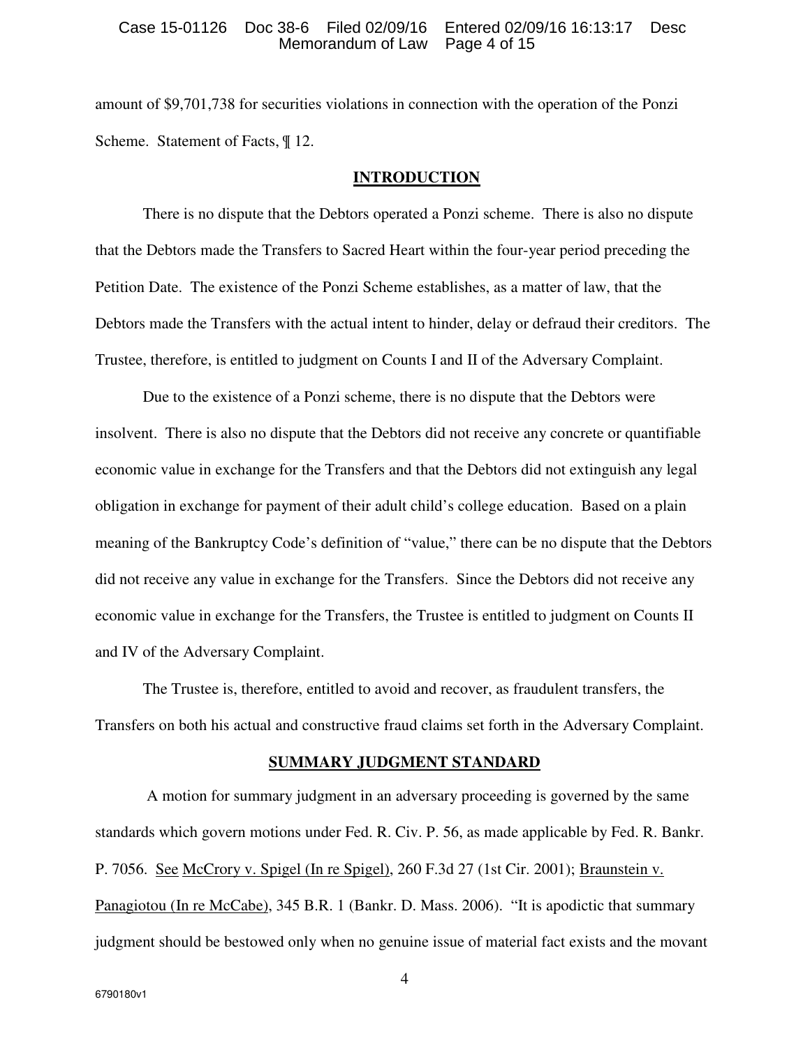amount of $9,701,738 for securities violations in connection with the operation of the Ponzi Scheme. Statement of Facts, ¶ 12.

## INTRODUCTION

There is no dispute that the Debtors operated a Ponzi scheme. There is also no dispute that the Debtors made the Transfers to Sacred Heart within the four-year period preceding the Petition Date. The existence of the Ponzi Scheme establishes, as a matter of law, that the Debtors made the Transfers with the actual intent to hinder, delay or defraud their creditors. The Trustee, therefore, is entitled to judgment on Counts I and II of the Adversary Complaint.

Due to the existence of a Ponzi scheme, there is no dispute that the Debtors were insolvent. There is also no dispute that the Debtors did not receive any concrete or quantifiable economic value in exchange for the Transfers and that the Debtors did not extinguish any legal obligation in exchange for payment of their adult child's college education. Based on a plain meaning of the Bankruptcy Code's definition of "value," there can be no dispute that the Debtors did not receive any value in exchange for the Transfers. Since the Debtors did not receive any economic value in exchange for the Transfers, the Trustee is entitled to judgment on Counts II and IV of the Adversary Complaint.

The Trustee is, therefore, entitled to avoid and recover, as fraudulent transfers, the Transfers on both his actual and constructive fraud claims set forth in the Adversary Complaint.

## SUMMARY JUDGMENT STANDARD

A motion for summary judgment in an adversary proceeding is governed by the same standards which govern motions under Fed. R. Civ. P. 56, as made applicable by Fed. R. Bankr. P. 7056. See McCrory v. Spigel (In re Spigel), 260 F.3d 27 (1st Cir. 2001); Braunstein v. Panagiotou (In re McCabe), 345 B.R. 1 (Bankr. D. Mass. 2006). "It is apodictic that summary judgment should be bestowed only when no genuine issue of material fact exists and the movant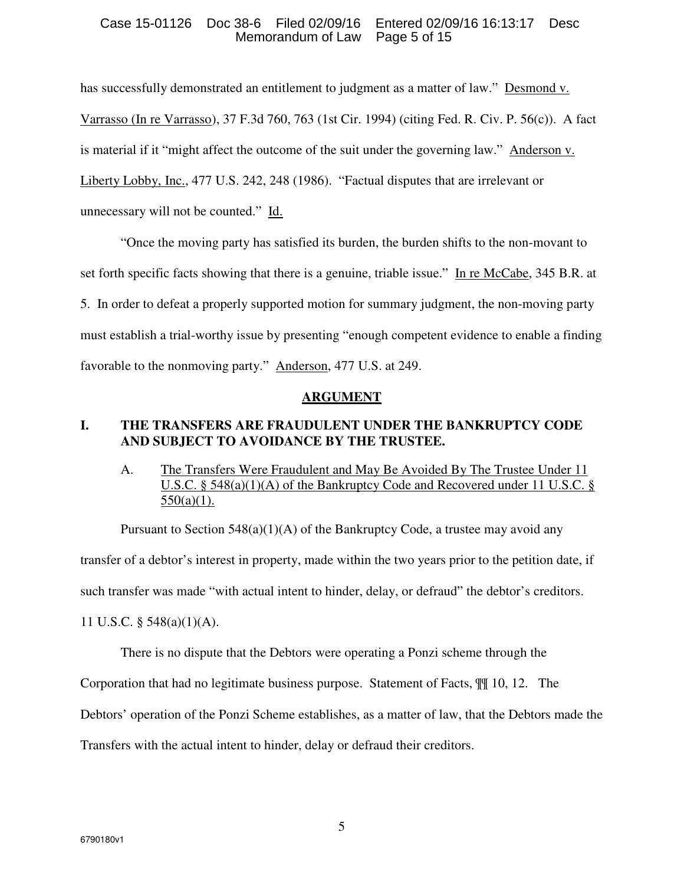has successfully demonstrated an entitlement to judgment as a matter of law." Desmond v. Varrasso (In re Varrasso), 37 F.3d 760, 763 (1st Cir. 1994) (citing Fed. R. Civ. P. 56(c)). A fact is material if it "might affect the outcome of the suit under the governing law." Anderson v. Liberty Lobby, Inc., 477 U.S. 242, 248 (1986). "Factual disputes that are irrelevant or unnecessary will not be counted." Id.

"Once the moving party has satisfied its burden, the burden shifts to the non-movant to set forth specific facts showing that there is a genuine, triable issue." In re McCabe, 345 B.R. at 5. In order to defeat a properly supported motion for summary judgment, the non-moving party must establish a trial-worthy issue by presenting "enough competent evidence to enable a finding favorable to the nonmoving party." Anderson, 477 U.S. at 249.

## ARGUMENT

### I. THE TRANSFERS ARE FRAUDULENT UNDER THE BANKRUPTCY CODE AND SUBJECT TO AVOIDANCE BY THE TRUSTEE.

#### A. The Transfers Were Fraudulent and May Be Avoided By The Trustee Under 11 U.S.C. § 548(a)(1)(A) of the Bankruptcy Code and Recovered under 11 U.S.C. § 550(a)(1).

Pursuant to Section 548(a)(1)(A) of the Bankruptcy Code, a trustee may avoid any transfer of a debtor's interest in property, made within the two years prior to the petition date, if such transfer was made "with actual intent to hinder, delay, or defraud" the debtor's creditors. 11 U.S.C. § 548(a)(1)(A).

There is no dispute that the Debtors were operating a Ponzi scheme through the Corporation that had no legitimate business purpose. Statement of Facts, ¶¶ 10, 12. The Debtors' operation of the Ponzi Scheme establishes, as a matter of law, that the Debtors made the Transfers with the actual intent to hinder, delay or defraud their creditors.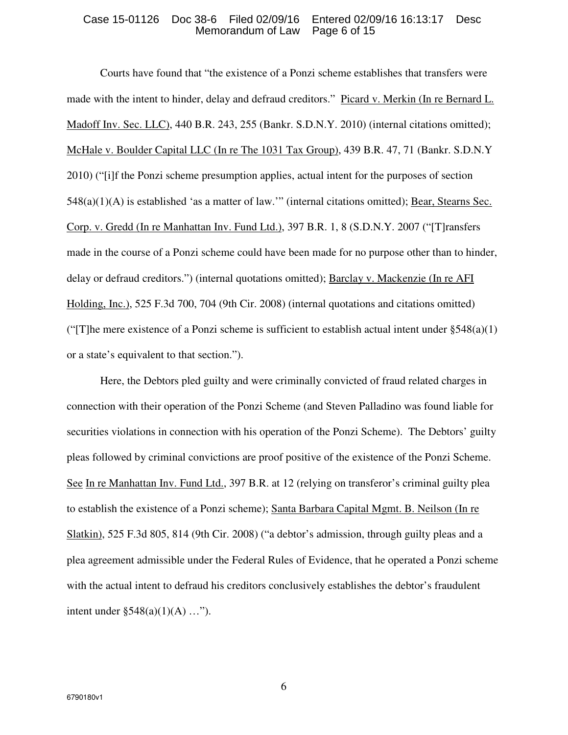Courts have found that "the existence of a Ponzi scheme establishes that transfers were made with the intent to hinder, delay and defraud creditors." Picard v. Merkin (In re Bernard L. Madoff Inv. Sec. LLC), 440 B.R. 243, 255 (Bankr. S.D.N.Y. 2010) (internal citations omitted); McHale v. Boulder Capital LLC (In re The 1031 Tax Group), 439 B.R. 47, 71 (Bankr. S.D.N.Y 2010) ("[i]f the Ponzi scheme presumption applies, actual intent for the purposes of section 548(a)(1)(A) is established 'as a matter of law.'" (internal citations omitted); Bear, Stearns Sec. Corp. v. Gredd (In re Manhattan Inv. Fund Ltd.), 397 B.R. 1, 8 (S.D.N.Y. 2007 ("[T]ransfers made in the course of a Ponzi scheme could have been made for no purpose other than to hinder, delay or defraud creditors.") (internal quotations omitted); Barclay v. Mackenzie (In re AFI Holding, Inc.), 525 F.3d 700, 704 (9th Cir. 2008) (internal quotations and citations omitted) ("[T]he mere existence of a Ponzi scheme is sufficient to establish actual intent under §548(a)(1) or a state's equivalent to that section.").

Here, the Debtors pled guilty and were criminally convicted of fraud related charges in connection with their operation of the Ponzi Scheme (and Steven Palladino was found liable for securities violations in connection with his operation of the Ponzi Scheme). The Debtors' guilty pleas followed by criminal convictions are proof positive of the existence of the Ponzi Scheme. See In re Manhattan Inv. Fund Ltd., 397 B.R. at 12 (relying on transferor's criminal guilty plea to establish the existence of a Ponzi scheme); Santa Barbara Capital Mgmt. B. Neilson (In re Slatkin), 525 F.3d 805, 814 (9th Cir. 2008) ("a debtor's admission, through guilty pleas and a plea agreement admissible under the Federal Rules of Evidence, that he operated a Ponzi scheme with the actual intent to defraud his creditors conclusively establishes the debtor's fraudulent intent under §548(a)(1)(A) …").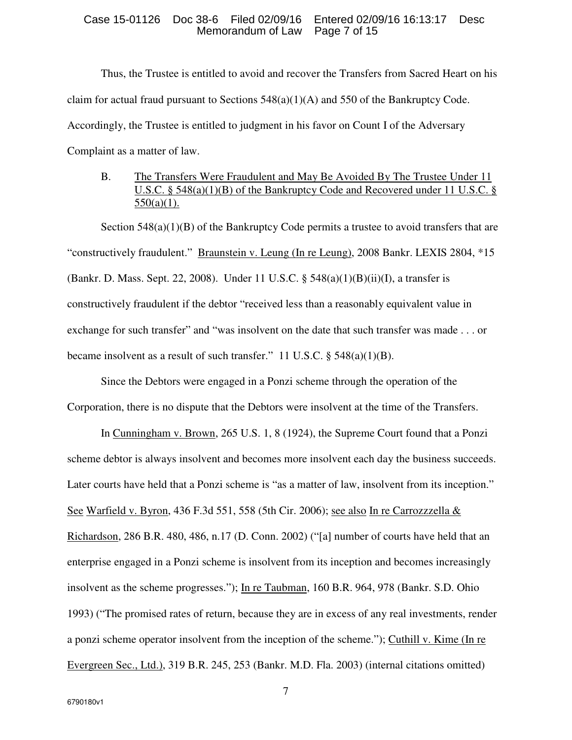Thus, the Trustee is entitled to avoid and recover the Transfers from Sacred Heart on his claim for actual fraud pursuant to Sections 548(a)(1)(A) and 550 of the Bankruptcy Code. Accordingly, the Trustee is entitled to judgment in his favor on Count I of the Adversary Complaint as a matter of law.

B. The Transfers Were Fraudulent and May Be Avoided By The Trustee Under 11 U.S.C. § 548(a)(1)(B) of the Bankruptcy Code and Recovered under 11 U.S.C. § 550(a)(1).

Section 548(a)(1)(B) of the Bankruptcy Code permits a trustee to avoid transfers that are "constructively fraudulent." Braunstein v. Leung (In re Leung), 2008 Bankr. LEXIS 2804, *15 (Bankr. D. Mass. Sept. 22, 2008). Under 11 U.S.C. § 548(a)(1)(B)(ii)(I), a transfer is constructively fraudulent if the debtor "received less than a reasonably equivalent value in exchange for such transfer" and "was insolvent on the date that such transfer was made . . . or became insolvent as a result of such transfer." 11 U.S.C. § 548(a)(1)(B).

Since the Debtors were engaged in a Ponzi scheme through the operation of the Corporation, there is no dispute that the Debtors were insolvent at the time of the Transfers.

In Cunningham v. Brown, 265 U.S. 1, 8 (1924), the Supreme Court found that a Ponzi scheme debtor is always insolvent and becomes more insolvent each day the business succeeds. Later courts have held that a Ponzi scheme is "as a matter of law, insolvent from its inception." See Warfield v. Byron, 436 F.3d 551, 558 (5th Cir. 2006); see also In re Carrozzzella & Richardson, 286 B.R. 480, 486, n.17 (D. Conn. 2002) ("[a] number of courts have held that an enterprise engaged in a Ponzi scheme is insolvent from its inception and becomes increasingly insolvent as the scheme progresses."); In re Taubman, 160 B.R. 964, 978 (Bankr. S.D. Ohio 1993) ("The promised rates of return, because they are in excess of any real investments, render a ponzi scheme operator insolvent from the inception of the scheme."); Cuthill v. Kime (In re Evergreen Sec., Ltd.), 319 B.R. 245, 253 (Bankr. M.D. Fla. 2003) (internal citations omitted)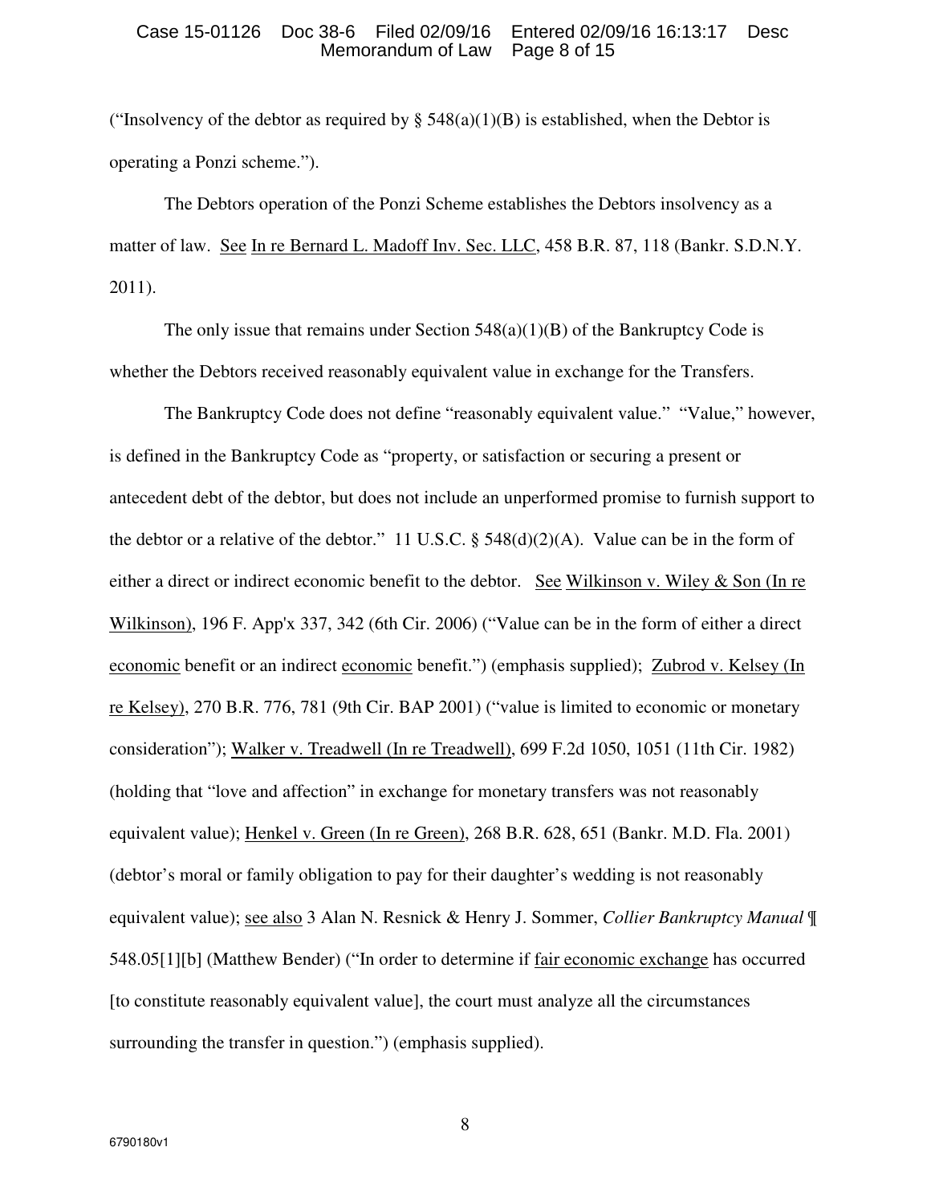("Insolvency of the debtor as required by § 548(a)(1)(B) is established, when the Debtor is operating a Ponzi scheme.").

The Debtors operation of the Ponzi Scheme establishes the Debtors insolvency as a matter of law. See In re Bernard L. Madoff Inv. Sec. LLC, 458 B.R. 87, 118 (Bankr. S.D.N.Y. 2011).

The only issue that remains under Section 548(a)(1)(B) of the Bankruptcy Code is whether the Debtors received reasonably equivalent value in exchange for the Transfers.

The Bankruptcy Code does not define "reasonably equivalent value." "Value," however, is defined in the Bankruptcy Code as "property, or satisfaction or securing a present or antecedent debt of the debtor, but does not include an unperformed promise to furnish support to the debtor or a relative of the debtor." 11 U.S.C. § 548(d)(2)(A). Value can be in the form of either a direct or indirect economic benefit to the debtor. See Wilkinson v. Wiley & Son (In re Wilkinson), 196 F. App'x 337, 342 (6th Cir. 2006) ("Value can be in the form of either a direct economic benefit or an indirect economic benefit.") (emphasis supplied); Zubrod v. Kelsey (In re Kelsey), 270 B.R. 776, 781 (9th Cir. BAP 2001) ("value is limited to economic or monetary consideration"); Walker v. Treadwell (In re Treadwell), 699 F.2d 1050, 1051 (11th Cir. 1982) (holding that "love and affection" in exchange for monetary transfers was not reasonably equivalent value); Henkel v. Green (In re Green), 268 B.R. 628, 651 (Bankr. M.D. Fla. 2001) (debtor's moral or family obligation to pay for their daughter's wedding is not reasonably equivalent value); see also 3 Alan N. Resnick & Henry J. Sommer, *Collier Bankruptcy Manual* ¶ 548.05[1][b] (Matthew Bender) ("In order to determine if fair economic exchange has occurred [to constitute reasonably equivalent value], the court must analyze all the circumstances surrounding the transfer in question.") (emphasis supplied).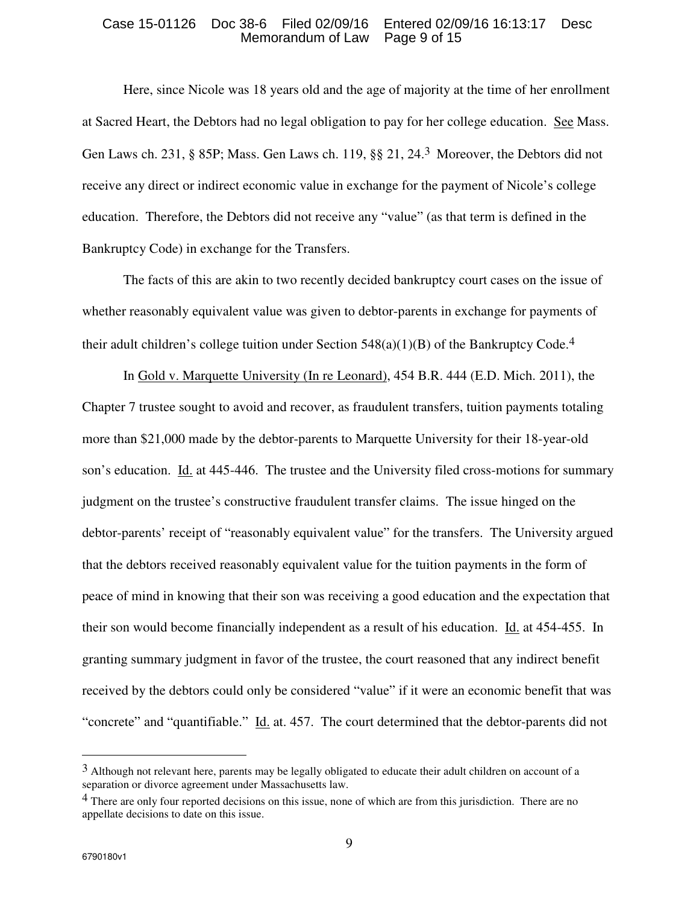Here, since Nicole was 18 years old and the age of majority at the time of her enrollment at Sacred Heart, the Debtors had no legal obligation to pay for her college education. See Mass. Gen Laws ch. 231, § 85P; Mass. Gen Laws ch. 119, §§ 21, 24.[3] Moreover, the Debtors did not receive any direct or indirect economic value in exchange for the payment of Nicole's college education. Therefore, the Debtors did not receive any "value" (as that term is defined in the Bankruptcy Code) in exchange for the Transfers.

The facts of this are akin to two recently decided bankruptcy court cases on the issue of whether reasonably equivalent value was given to debtor-parents in exchange for payments of their adult children's college tuition under Section 548(a)(1)(B) of the Bankruptcy Code.[4]

In Gold v. Marquette University (In re Leonard), 454 B.R. 444 (E.D. Mich. 2011), the Chapter 7 trustee sought to avoid and recover, as fraudulent transfers, tuition payments totaling more than $21,000 made by the debtor-parents to Marquette University for their 18-year-old son's education. Id. at 445-446. The trustee and the University filed cross-motions for summary judgment on the trustee's constructive fraudulent transfer claims. The issue hinged on the debtor-parents' receipt of "reasonably equivalent value" for the transfers. The University argued that the debtors received reasonably equivalent value for the tuition payments in the form of peace of mind in knowing that their son was receiving a good education and the expectation that their son would become financially independent as a result of his education. Id. at 454-455. In granting summary judgment in favor of the trustee, the court reasoned that any indirect benefit received by the debtors could only be considered "value" if it were an economic benefit that was "concrete" and "quantifiable." Id. at. 457. The court determined that the debtor-parents did not

---

[3] Although not relevant here, parents may be legally obligated to educate their adult children on account of a separation or divorce agreement under Massachusetts law.

[4] There are only four reported decisions on this issue, none of which are from this jurisdiction. There are no appellate decisions to date on this issue.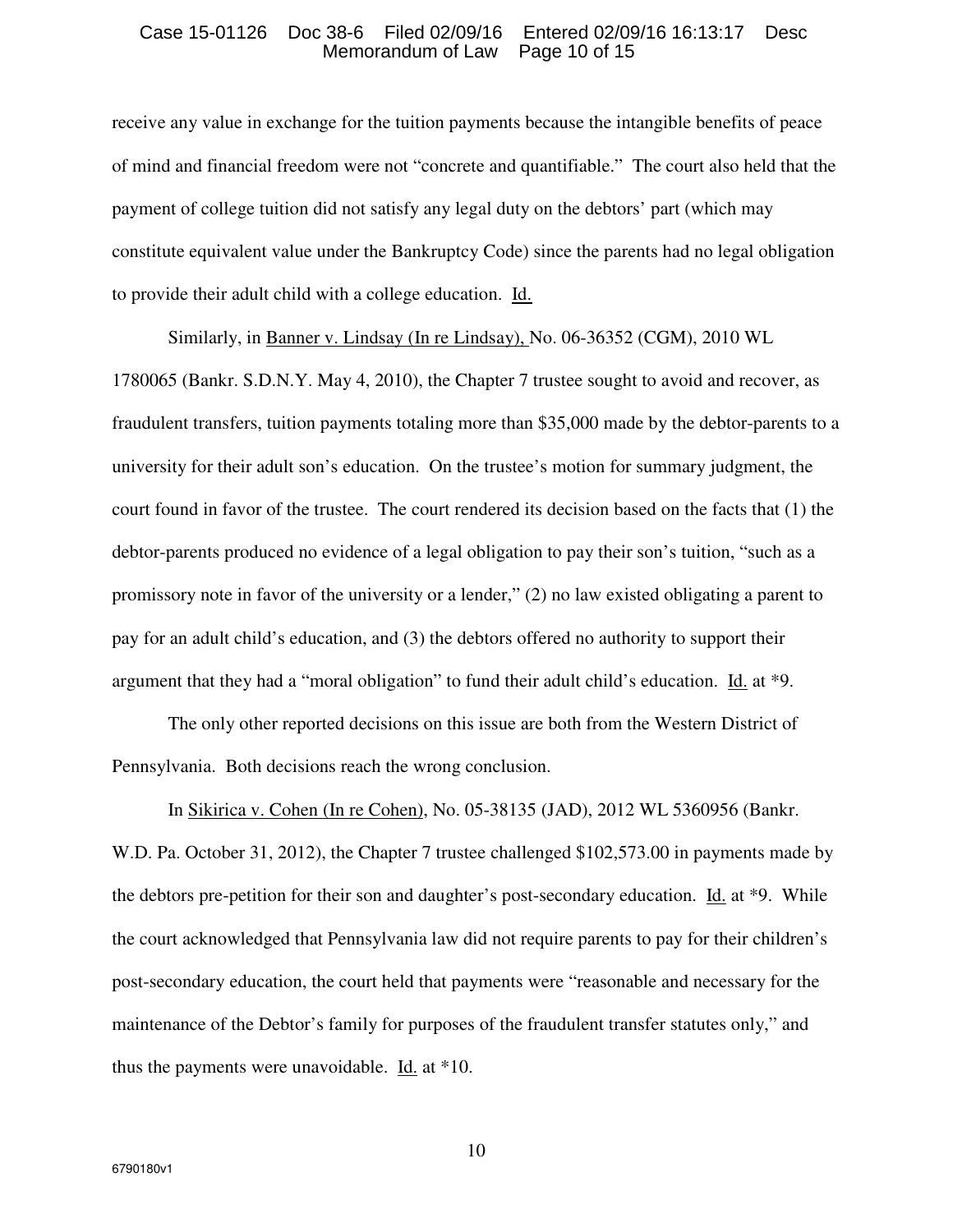receive any value in exchange for the tuition payments because the intangible benefits of peace of mind and financial freedom were not "concrete and quantifiable." The court also held that the payment of college tuition did not satisfy any legal duty on the debtors' part (which may constitute equivalent value under the Bankruptcy Code) since the parents had no legal obligation to provide their adult child with a college education. Id.

Similarly, in Banner v. Lindsay (In re Lindsay), No. 06-36352 (CGM), 2010 WL 1780065 (Bankr. S.D.N.Y. May 4, 2010), the Chapter 7 trustee sought to avoid and recover, as fraudulent transfers, tuition payments totaling more than $35,000 made by the debtor-parents to a university for their adult son's education. On the trustee's motion for summary judgment, the court found in favor of the trustee. The court rendered its decision based on the facts that (1) the debtor-parents produced no evidence of a legal obligation to pay their son's tuition, "such as a promissory note in favor of the university or a lender," (2) no law existed obligating a parent to pay for an adult child's education, and (3) the debtors offered no authority to support their argument that they had a "moral obligation" to fund their adult child's education. Id. at *9.

The only other reported decisions on this issue are both from the Western District of Pennsylvania. Both decisions reach the wrong conclusion.

In Sikirica v. Cohen (In re Cohen), No. 05-38135 (JAD), 2012 WL 5360956 (Bankr. W.D. Pa. October 31, 2012), the Chapter 7 trustee challenged $102,573.00 in payments made by the debtors pre-petition for their son and daughter's post-secondary education. Id. at *9. While the court acknowledged that Pennsylvania law did not require parents to pay for their children's post-secondary education, the court held that payments were "reasonable and necessary for the maintenance of the Debtor's family for purposes of the fraudulent transfer statutes only," and thus the payments were unavoidable. Id. at *10.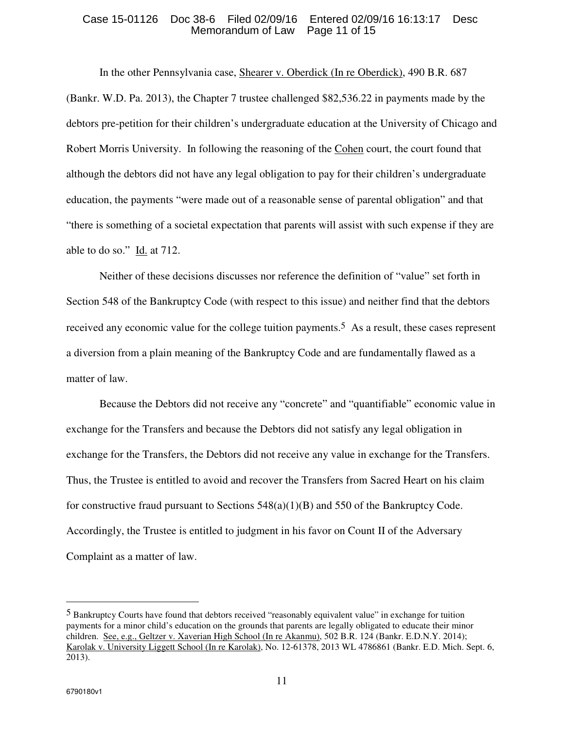In the other Pennsylvania case, Shearer v. Oberdick (In re Oberdick), 490 B.R. 687 (Bankr. W.D. Pa. 2013), the Chapter 7 trustee challenged $82,536.22 in payments made by the debtors pre-petition for their children's undergraduate education at the University of Chicago and Robert Morris University. In following the reasoning of the Cohen court, the court found that although the debtors did not have any legal obligation to pay for their children's undergraduate education, the payments "were made out of a reasonable sense of parental obligation" and that "there is something of a societal expectation that parents will assist with such expense if they are able to do so." Id. at 712.

Neither of these decisions discusses nor reference the definition of "value" set forth in Section 548 of the Bankruptcy Code (with respect to this issue) and neither find that the debtors received any economic value for the college tuition payments.[5] As a result, these cases represent a diversion from a plain meaning of the Bankruptcy Code and are fundamentally flawed as a matter of law.

Because the Debtors did not receive any "concrete" and "quantifiable" economic value in exchange for the Transfers and because the Debtors did not satisfy any legal obligation in exchange for the Transfers, the Debtors did not receive any value in exchange for the Transfers. Thus, the Trustee is entitled to avoid and recover the Transfers from Sacred Heart on his claim for constructive fraud pursuant to Sections 548(a)(1)(B) and 550 of the Bankruptcy Code. Accordingly, the Trustee is entitled to judgment in his favor on Count II of the Adversary Complaint as a matter of law.

---

[5] Bankruptcy Courts have found that debtors received "reasonably equivalent value" in exchange for tuition payments for a minor child's education on the grounds that parents are legally obligated to educate their minor children. See, e.g., Geltzer v. Xaverian High School (In re Akanmu), 502 B.R. 124 (Bankr. E.D.N.Y. 2014); Karolak v. University Liggett School (In re Karolak), No. 12-61378, 2013 WL 4786861 (Bankr. E.D. Mich. Sept. 6, 2013).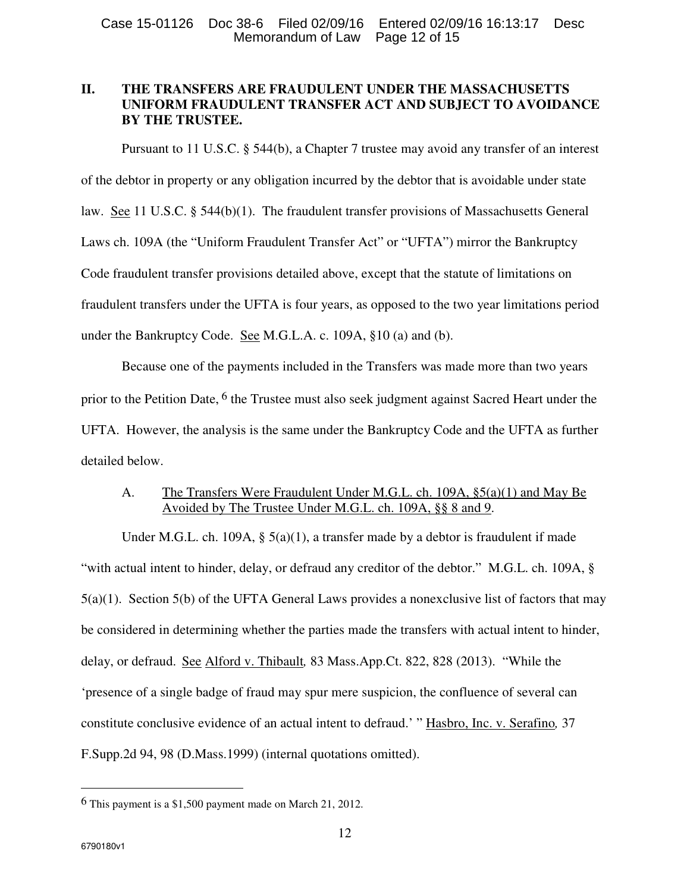## II. THE TRANSFERS ARE FRAUDULENT UNDER THE MASSACHUSETTS UNIFORM FRAUDULENT TRANSFER ACT AND SUBJECT TO AVOIDANCE BY THE TRUSTEE.

Pursuant to 11 U.S.C. § 544(b), a Chapter 7 trustee may avoid any transfer of an interest of the debtor in property or any obligation incurred by the debtor that is avoidable under state law. See 11 U.S.C. § 544(b)(1). The fraudulent transfer provisions of Massachusetts General Laws ch. 109A (the "Uniform Fraudulent Transfer Act" or "UFTA") mirror the Bankruptcy Code fraudulent transfer provisions detailed above, except that the statute of limitations on fraudulent transfers under the UFTA is four years, as opposed to the two year limitations period under the Bankruptcy Code. See M.G.L.A. c. 109A, §10 (a) and (b).

Because one of the payments included in the Transfers was made more than two years prior to the Petition Date, [6] the Trustee must also seek judgment against Sacred Heart under the UFTA. However, the analysis is the same under the Bankruptcy Code and the UFTA as further detailed below.

### A. The Transfers Were Fraudulent Under M.G.L. ch. 109A, §5(a)(1) and May Be Avoided by The Trustee Under M.G.L. ch. 109A, §§ 8 and 9.

Under M.G.L. ch. 109A, § 5(a)(1), a transfer made by a debtor is fraudulent if made "with actual intent to hinder, delay, or defraud any creditor of the debtor." M.G.L. ch. 109A, § 5(a)(1). Section 5(b) of the UFTA General Laws provides a nonexclusive list of factors that may be considered in determining whether the parties made the transfers with actual intent to hinder, delay, or defraud. See Alford v. Thibault*,* 83 Mass.App.Ct. 822, 828 (2013). "While the 'presence of a single badge of fraud may spur mere suspicion, the confluence of several can constitute conclusive evidence of an actual intent to defraud.' " Hasbro, Inc. v. Serafino*,* 37 F.Supp.2d 94, 98 (D.Mass.1999) (internal quotations omitted).

---

[6] This payment is a $1,500 payment made on March 21, 2012.

6790180v1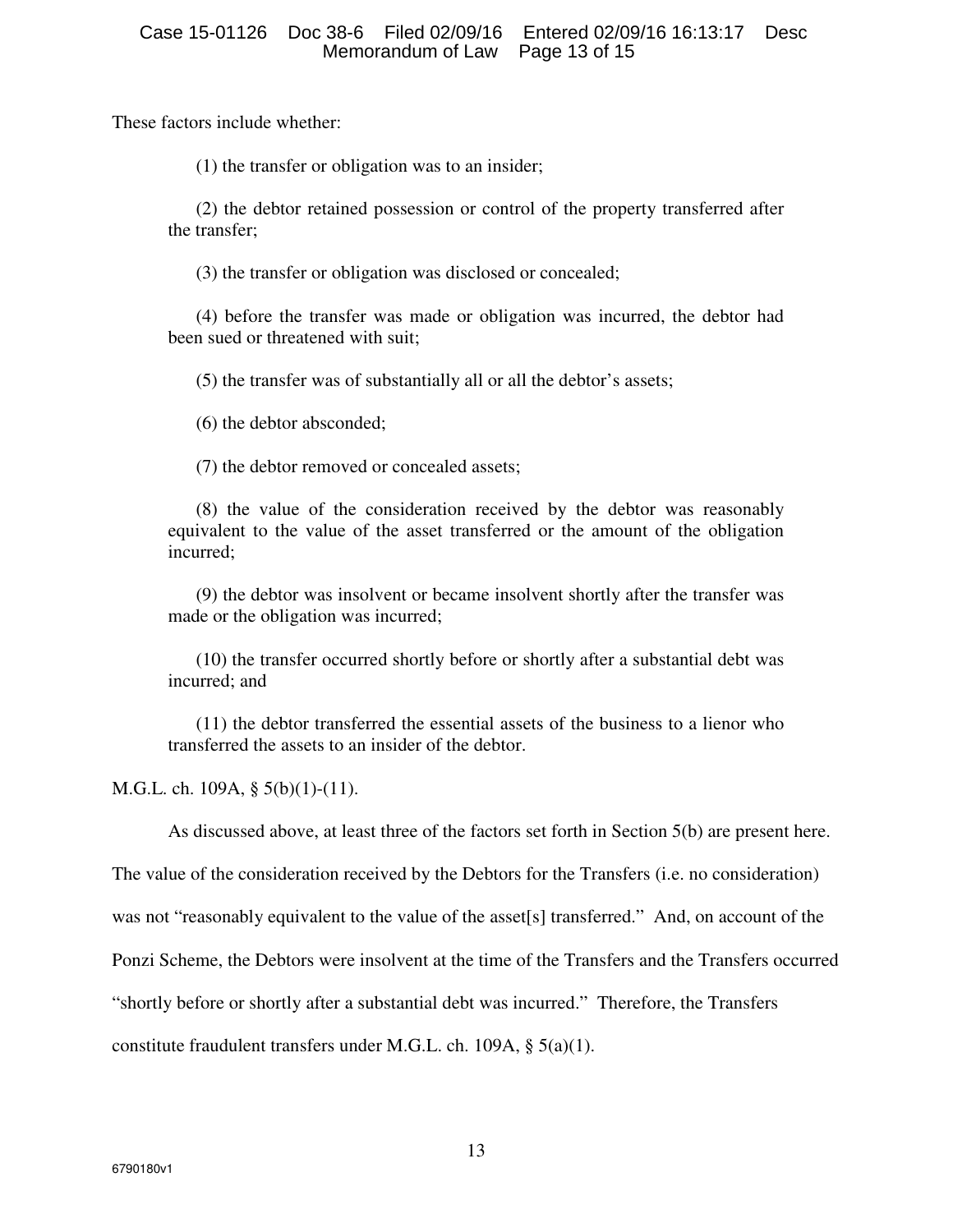These factors include whether:

(1) the transfer or obligation was to an insider;

(2) the debtor retained possession or control of the property transferred after the transfer;

(3) the transfer or obligation was disclosed or concealed;

(4) before the transfer was made or obligation was incurred, the debtor had been sued or threatened with suit;

(5) the transfer was of substantially all or all the debtor's assets;

(6) the debtor absconded;

(7) the debtor removed or concealed assets;

(8) the value of the consideration received by the debtor was reasonably equivalent to the value of the asset transferred or the amount of the obligation incurred;

(9) the debtor was insolvent or became insolvent shortly after the transfer was made or the obligation was incurred;

(10) the transfer occurred shortly before or shortly after a substantial debt was incurred; and

(11) the debtor transferred the essential assets of the business to a lienor who transferred the assets to an insider of the debtor.

M.G.L. ch. 109A, § 5(b)(1)-(11).

As discussed above, at least three of the factors set forth in Section 5(b) are present here. The value of the consideration received by the Debtors for the Transfers (i.e. no consideration) was not "reasonably equivalent to the value of the asset[s] transferred." And, on account of the Ponzi Scheme, the Debtors were insolvent at the time of the Transfers and the Transfers occurred "shortly before or shortly after a substantial debt was incurred." Therefore, the Transfers constitute fraudulent transfers under M.G.L. ch. 109A, § 5(a)(1).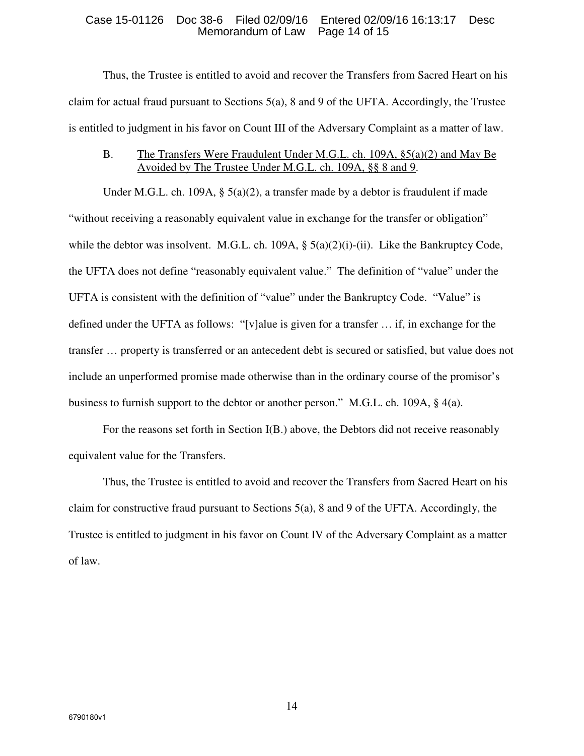Thus, the Trustee is entitled to avoid and recover the Transfers from Sacred Heart on his claim for actual fraud pursuant to Sections 5(a), 8 and 9 of the UFTA. Accordingly, the Trustee is entitled to judgment in his favor on Count III of the Adversary Complaint as a matter of law.

B. <u>The Transfers Were Fraudulent Under M.G.L. ch. 109A, §5(a)(2) and May Be Avoided by The Trustee Under M.G.L. ch. 109A, §§ 8 and 9</u>.

Under M.G.L. ch. 109A, § 5(a)(2), a transfer made by a debtor is fraudulent if made "without receiving a reasonably equivalent value in exchange for the transfer or obligation" while the debtor was insolvent. M.G.L. ch. 109A, § 5(a)(2)(i)-(ii). Like the Bankruptcy Code, the UFTA does not define "reasonably equivalent value." The definition of "value" under the UFTA is consistent with the definition of "value" under the Bankruptcy Code. "Value" is defined under the UFTA as follows: "[v]alue is given for a transfer … if, in exchange for the transfer … property is transferred or an antecedent debt is secured or satisfied, but value does not include an unperformed promise made otherwise than in the ordinary course of the promisor's business to furnish support to the debtor or another person." M.G.L. ch. 109A, § 4(a).

For the reasons set forth in Section I(B.) above, the Debtors did not receive reasonably equivalent value for the Transfers.

Thus, the Trustee is entitled to avoid and recover the Transfers from Sacred Heart on his claim for constructive fraud pursuant to Sections 5(a), 8 and 9 of the UFTA. Accordingly, the Trustee is entitled to judgment in his favor on Count IV of the Adversary Complaint as a matter of law.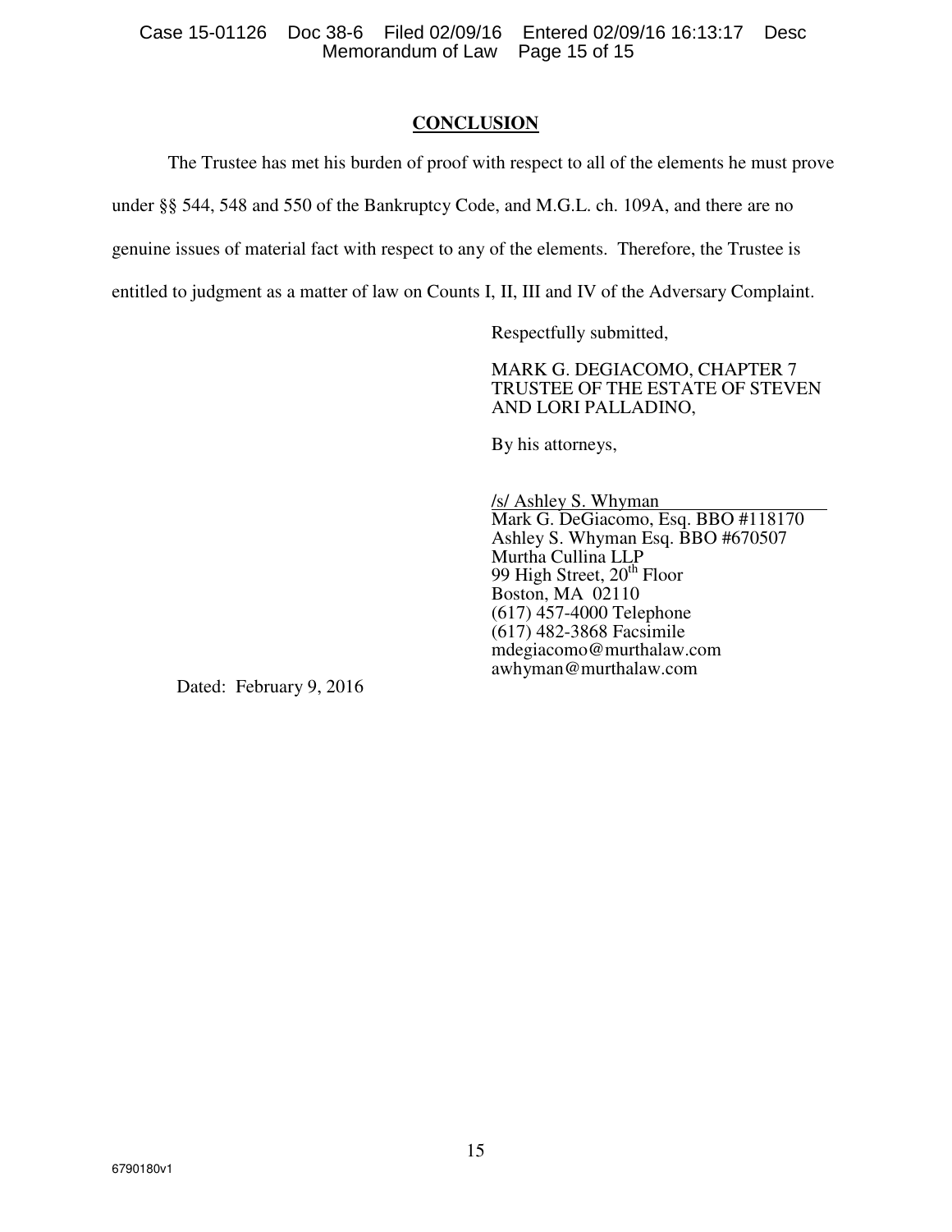## CONCLUSION

The Trustee has met his burden of proof with respect to all of the elements he must prove under §§ 544, 548 and 550 of the Bankruptcy Code, and M.G.L. ch. 109A, and there are no genuine issues of material fact with respect to any of the elements. Therefore, the Trustee is entitled to judgment as a matter of law on Counts I, II, III and IV of the Adversary Complaint.

Respectfully submitted,

MARK G. DEGIACOMO, CHAPTER 7 TRUSTEE OF THE ESTATE OF STEVEN AND LORI PALLADINO,

By his attorneys,

/s/ Ashley S. Whyman
Mark G. DeGiacomo, Esq. BBO #118170
Ashley S. Whyman Esq. BBO #670507
Murtha Cullina LLP
99 High Street, 20th Floor
Boston, MA 02110
(617) 457-4000 Telephone
(617) 482-3868 Facsimile
mdegiacomo@murthalaw.com
awhyman@murthalaw.com

Dated: February 9, 2016

6790180v1